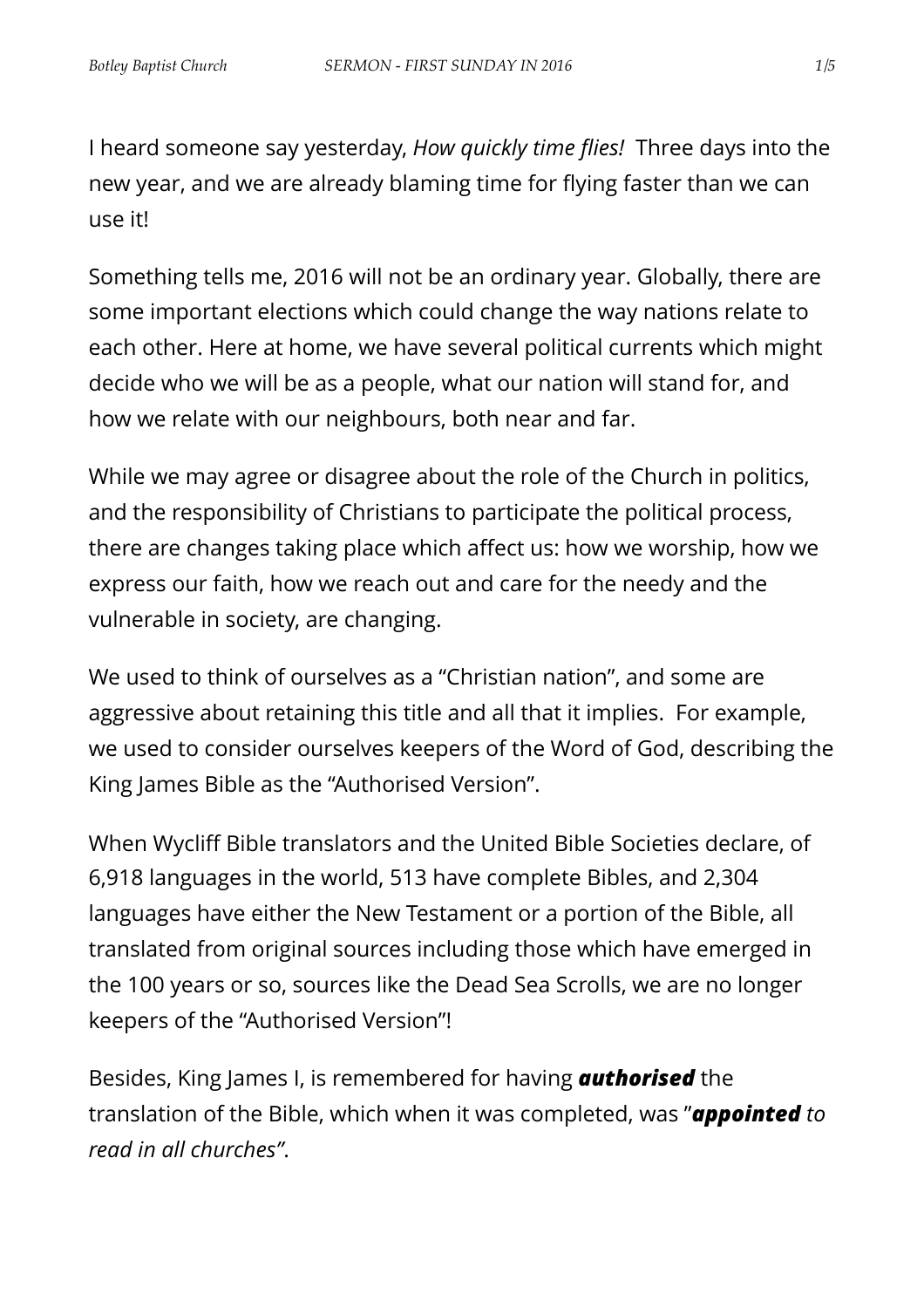I heard someone say yesterday, *How quickly time flies!* Three days into the new year, and we are already blaming time for flying faster than we can use it!

Something tells me, 2016 will not be an ordinary year. Globally, there are some important elections which could change the way nations relate to each other. Here at home, we have several political currents which might decide who we will be as a people, what our nation will stand for, and how we relate with our neighbours, both near and far.

While we may agree or disagree about the role of the Church in politics, and the responsibility of Christians to participate the political process, there are changes taking place which affect us: how we worship, how we express our faith, how we reach out and care for the needy and the vulnerable in society, are changing.

We used to think of ourselves as a "Christian nation", and some are aggressive about retaining this title and all that it implies. For example, we used to consider ourselves keepers of the Word of God, describing the King James Bible as the "Authorised Version".

When Wycliff Bible translators and the United Bible Societies declare, of 6,918 languages in the world, 513 have complete Bibles, and 2,304 languages have either the New Testament or a portion of the Bible, all translated from original sources including those which have emerged in the 100 years or so, sources like the Dead Sea Scrolls, we are no longer keepers of the "Authorised Version"!

Besides, King James I, is remembered for having ***authorised*** the translation of the Bible, which when it was completed, was "***appointed** to read in all churches*".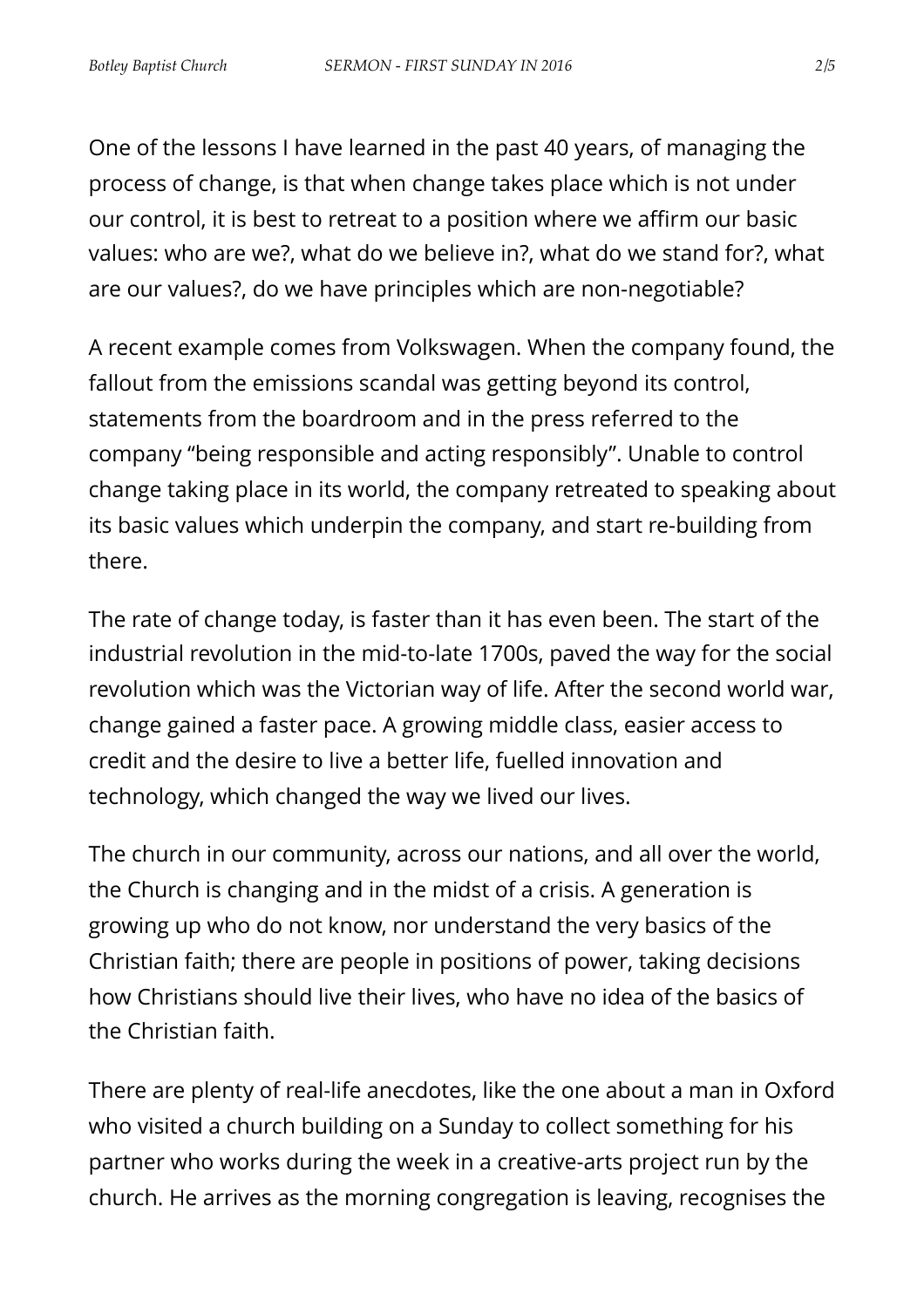One of the lessons I have learned in the past 40 years, of managing the process of change, is that when change takes place which is not under our control, it is best to retreat to a position where we affirm our basic values: who are we?, what do we believe in?, what do we stand for?, what are our values?, do we have principles which are non-negotiable?

A recent example comes from Volkswagen. When the company found, the fallout from the emissions scandal was getting beyond its control, statements from the boardroom and in the press referred to the company "being responsible and acting responsibly". Unable to control change taking place in its world, the company retreated to speaking about its basic values which underpin the company, and start re-building from there.

The rate of change today, is faster than it has even been. The start of the industrial revolution in the mid-to-late 1700s, paved the way for the social revolution which was the Victorian way of life. After the second world war, change gained a faster pace. A growing middle class, easier access to credit and the desire to live a better life, fuelled innovation and technology, which changed the way we lived our lives.

The church in our community, across our nations, and all over the world, the Church is changing and in the midst of a crisis. A generation is growing up who do not know, nor understand the very basics of the Christian faith; there are people in positions of power, taking decisions how Christians should live their lives, who have no idea of the basics of the Christian faith.

There are plenty of real-life anecdotes, like the one about a man in Oxford who visited a church building on a Sunday to collect something for his partner who works during the week in a creative-arts project run by the church. He arrives as the morning congregation is leaving, recognises the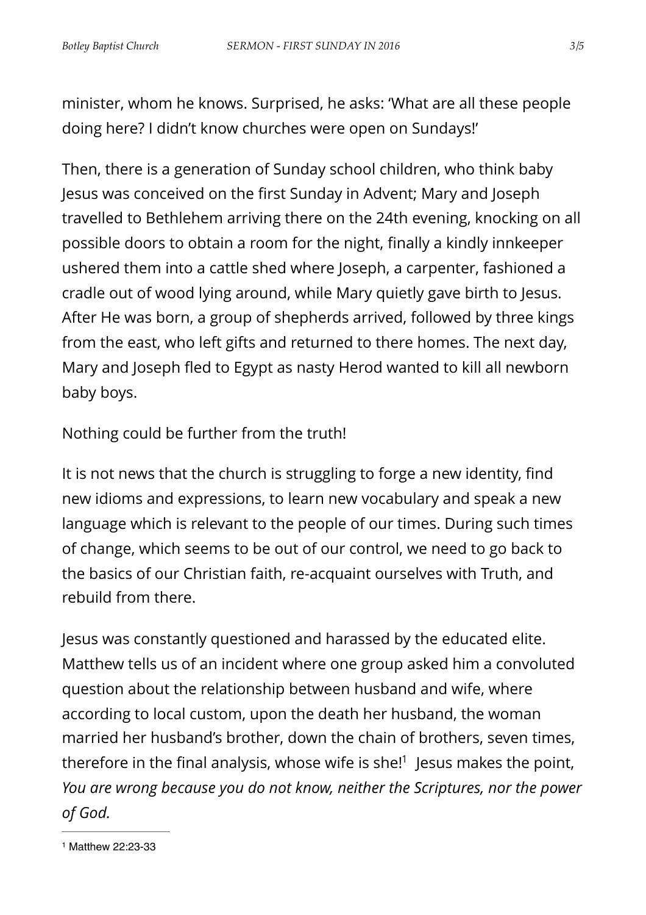minister, whom he knows. Surprised, he asks: 'What are all these people doing here? I didn't know churches were open on Sundays!'

Then, there is a generation of Sunday school children, who think baby Jesus was conceived on the first Sunday in Advent; Mary and Joseph travelled to Bethlehem arriving there on the 24th evening, knocking on all possible doors to obtain a room for the night, finally a kindly innkeeper ushered them into a cattle shed where Joseph, a carpenter, fashioned a cradle out of wood lying around, while Mary quietly gave birth to Jesus. After He was born, a group of shepherds arrived, followed by three kings from the east, who left gifts and returned to there homes. The next day, Mary and Joseph fled to Egypt as nasty Herod wanted to kill all newborn baby boys.

Nothing could be further from the truth!

It is not news that the church is struggling to forge a new identity, find new idioms and expressions, to learn new vocabulary and speak a new language which is relevant to the people of our times. During such times of change, which seems to be out of our control, we need to go back to the basics of our Christian faith, re-acquaint ourselves with Truth, and rebuild from there.

Jesus was constantly questioned and harassed by the educated elite. Matthew tells us of an incident where one group asked him a convoluted question about the relationship between husband and wife, where according to local custom, upon the death her husband, the woman married her husband's brother, down the chain of brothers, seven times, therefore in the final analysis, whose wife is she![1] Jesus makes the point, *You are wrong because you do not know, neither the Scriptures, nor the power of God.*

---

[1] Matthew 22:23-33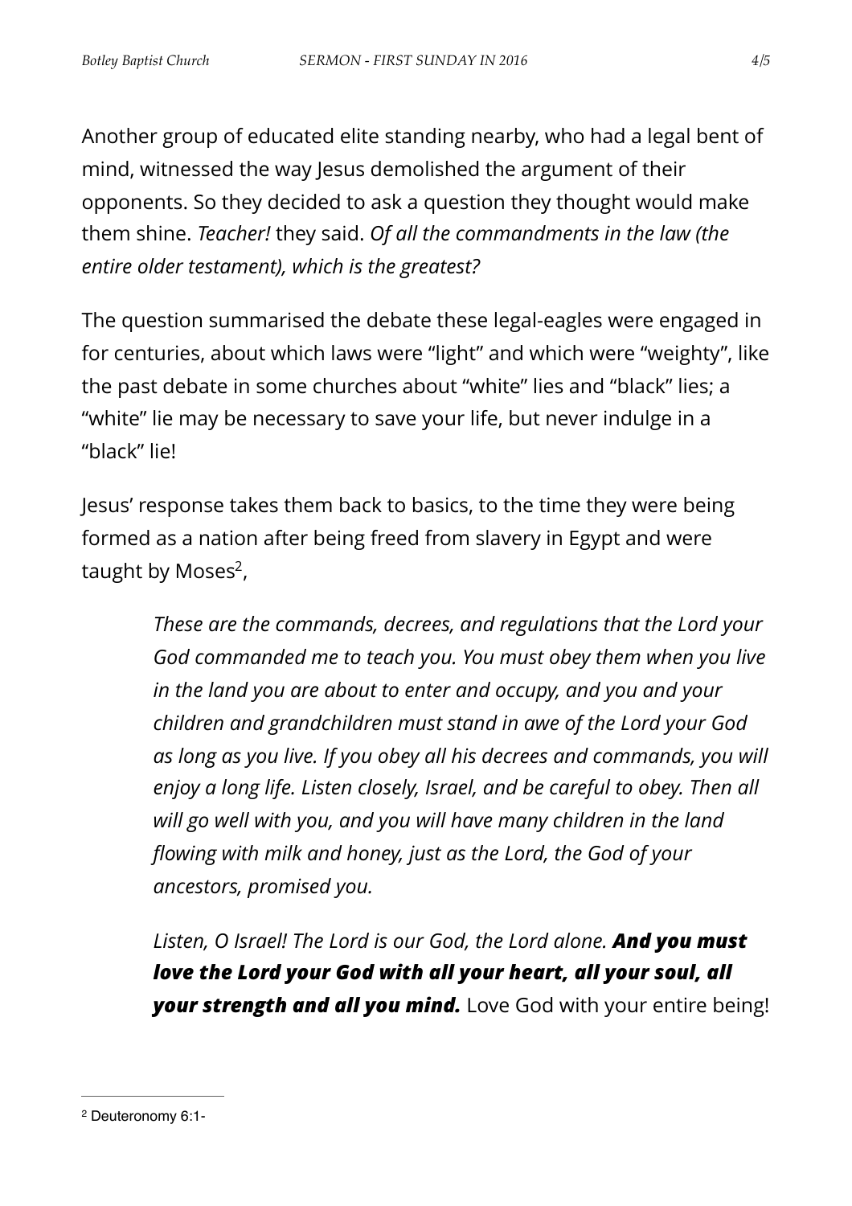Another group of educated elite standing nearby, who had a legal bent of mind, witnessed the way Jesus demolished the argument of their opponents. So they decided to ask a question they thought would make them shine. *Teacher!* they said. *Of all the commandments in the law (the entire older testament), which is the greatest?*

The question summarised the debate these legal-eagles were engaged in for centuries, about which laws were "light" and which were "weighty", like the past debate in some churches about "white" lies and "black" lies; a "white" lie may be necessary to save your life, but never indulge in a "black" lie!

Jesus' response takes them back to basics, to the time they were being formed as a nation after being freed from slavery in Egypt and were taught by Moses[2],

> *These are the commands, decrees, and regulations that the Lord your God commanded me to teach you. You must obey them when you live in the land you are about to enter and occupy, and you and your children and grandchildren must stand in awe of the Lord your God as long as you live. If you obey all his decrees and commands, you will enjoy a long life. Listen closely, Israel, and be careful to obey. Then all will go well with you, and you will have many children in the land flowing with milk and honey, just as the Lord, the God of your ancestors, promised you.*
>
> *Listen, O Israel! The Lord is our God, the Lord alone.* ***And you must love the Lord your God with all your heart, all your soul, all your strength and all you mind.*** Love God with your entire being!

---

[2] Deuteronomy 6:1-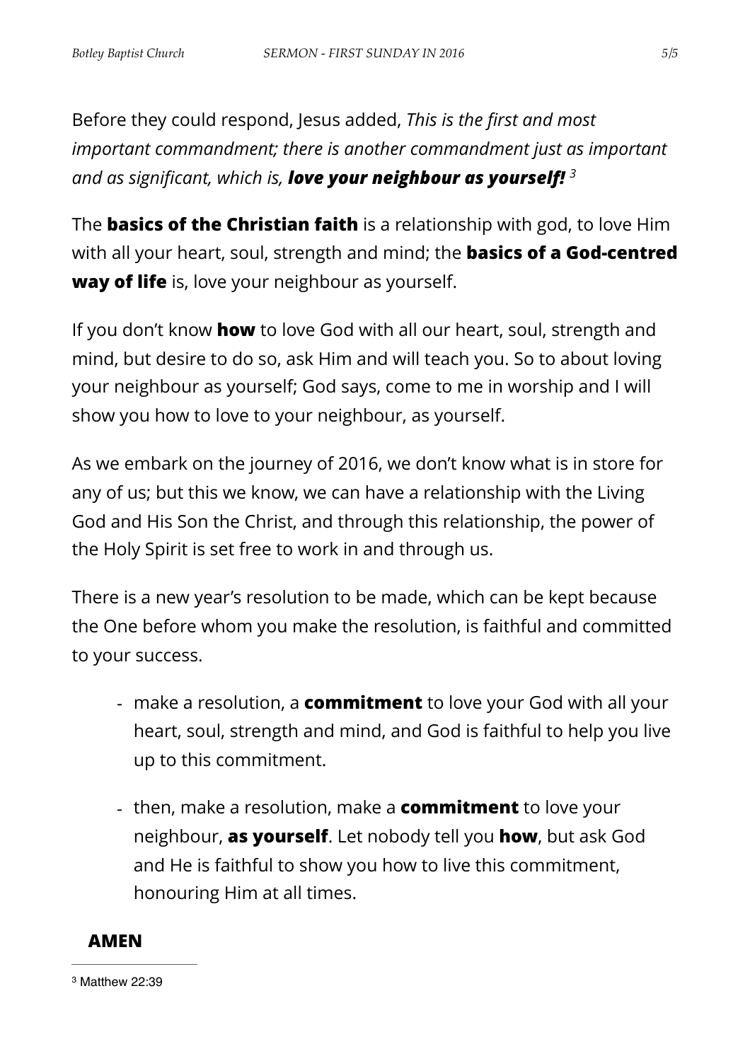Before they could respond, Jesus added, *This is the first and most important commandment; there is another commandment just as important and as significant, which is, **love your neighbour as yourself!*** [3]

The **basics of the Christian faith** is a relationship with god, to love Him with all your heart, soul, strength and mind; the **basics of a God-centred way of life** is, love your neighbour as yourself.

If you don't know **how** to love God with all our heart, soul, strength and mind, but desire to do so, ask Him and will teach you. So to about loving your neighbour as yourself; God says, come to me in worship and I will show you how to love to your neighbour, as yourself.

As we embark on the journey of 2016, we don't know what is in store for any of us; but this we know, we can have a relationship with the Living God and His Son the Christ, and through this relationship, the power of the Holy Spirit is set free to work in and through us.

There is a new year's resolution to be made, which can be kept because the One before whom you make the resolution, is faithful and committed to your success.

- make a resolution, a **commitment** to love your God with all your heart, soul, strength and mind, and God is faithful to help you live up to this commitment.
- then, make a resolution, make a **commitment** to love your neighbour, **as yourself**. Let nobody tell you **how**, but ask God and He is faithful to show you how to live this commitment, honouring Him at all times.

**AMEN**

---

[3] Matthew 22:39